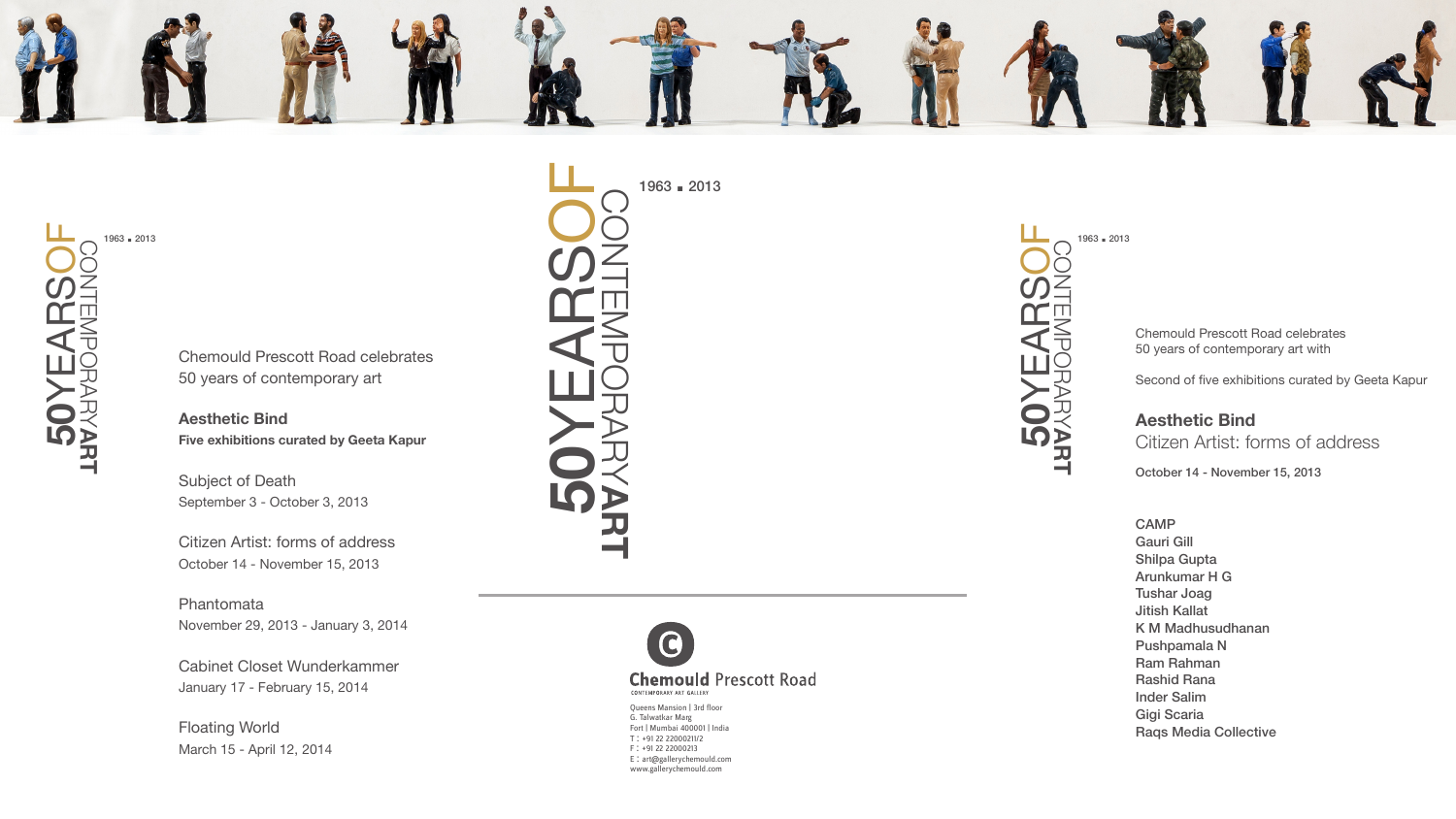# 50 YEARS OF CONTEMPORARY ART

1963 ▪ 2013

Chemould Prescott Road celebrates
50 years of contemporary art

**Aesthetic Bind**
**Five exhibitions curated by Geeta Kapur**

Subject of Death
September 3 - October 3, 2013

Citizen Artist: forms of address
October 14 - November 15, 2013

Phantomata
November 29, 2013 - January 3, 2014

Cabinet Closet Wunderkammer
January 17 - February 15, 2014

Floating World
March 15 - April 12, 2014

# 50 YEARS OF CONTEMPORARY ART

1963 ▪ 2013

**Chemould** Prescott Road
CONTEMPORARY ART GALLERY

Queens Mansion | 3rd floor
G. Talwatkar Marg
Fort | Mumbai 400001 | India
T : +91 22 22000211/2
F : +91 22 22000213
E : art@gallerychemould.com
www.gallerychemould.com

# 50 YEARS OF CONTEMPORARY ART

1963 ▪ 2013

Chemould Prescott Road celebrates
50 years of contemporary art with

Second of five exhibitions curated by Geeta Kapur

**Aesthetic Bind**
Citizen Artist: forms of address

October 14 - November 15, 2013

CAMP
Gauri Gill
Shilpa Gupta
Arunkumar H G
Tushar Joag
Jitish Kallat
K M Madhusudhanan
Pushpamala N
Ram Rahman
Rashid Rana
Inder Salim
Gigi Scaria
Raqs Media Collective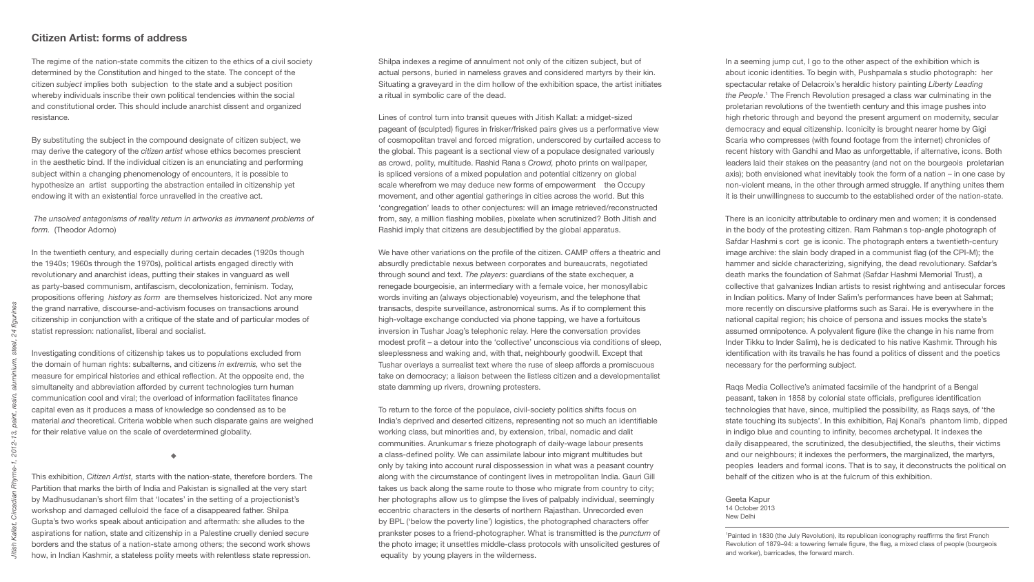## Citizen Artist: forms of address

The regime of the nation-state commits the citizen to the ethics of a civil society determined by the Constitution and hinged to the state. The concept of the citizen *subject* implies both subjection to the state and a subject position whereby individuals inscribe their own political tendencies within the social and constitutional order. This should include anarchist dissent and organized resistance.

By substituting the subject in the compound designate of citizen subject, we may derive the category of the *citizen artist* whose ethics becomes prescient in the aesthetic bind. If the individual citizen is an enunciating and performing subject within a changing phenomenology of encounters, it is possible to hypothesize an artist supporting the abstraction entailed in citizenship yet endowing it with an existential force unravelled in the creative act.

*The unsolved antagonisms of reality return in artworks as immanent problems of form.* (Theodor Adorno)

In the twentieth century, and especially during certain decades (1920s though the 1940s; 1960s through the 1970s), political artists engaged directly with revolutionary and anarchist ideas, putting their stakes in vanguard as well as party-based communism, antifascism, decolonization, feminism. Today, propositions offering history as form are themselves historicized. Not any more the grand narrative, discourse-and-activism focuses on transactions around citizenship in conjunction with a critique of the state and of particular modes of statist repression: nationalist, liberal and socialist.

Investigating conditions of citizenship takes us to populations excluded from the domain of human rights: subalterns, and citizens *in extremis,* who set the measure for empirical histories and ethical reflection. At the opposite end, the simultaneity and abbreviation afforded by current technologies turn human communication cool and viral; the overload of information facilitates finance capital even as it produces a mass of knowledge so condensed as to be material *and* theoretical. Criteria wobble when such disparate gains are weighed for their relative value on the scale of overdetermined globality.

◆

This exhibition, *Citizen Artist,* starts with the nation-state, therefore borders. The Partition that marks the birth of India and Pakistan is signalled at the very start by Madhusudanan's short film that 'locates' in the setting of a projectionist's workshop and damaged celluloid the face of a disappeared father. Shilpa Gupta's two works speak about anticipation and aftermath: she alludes to the aspirations for nation, state and citizenship in a Palestine cruelly denied secure borders and the status of a nation-state among others; the second work shows how, in Indian Kashmir, a stateless polity meets with relentless state repression.

*Jitish Kallat, Circadian Rhyme-1, 2012-13, paint, resin, aluminium, steel, 24 figurines*

Shilpa indexes a regime of annulment not only of the citizen subject, but of actual persons, buried in nameless graves and considered martyrs by their kin. Situating a graveyard in the dim hollow of the exhibition space, the artist initiates a ritual in symbolic care of the dead.

Lines of control turn into transit queues with Jitish Kallat: a midget-sized pageant of (sculpted) figures in frisker/frisked pairs gives us a performative view of cosmopolitan travel and forced migration, underscored by curtailed access to the global. This pageant is a sectional view of a populace designated variously as crowd, polity, multitude. Rashid Rana s *Crowd,* photo prints on wallpaper, is spliced versions of a mixed population and potential citizenry on global scale wherefrom we may deduce new forms of empowerment the Occupy movement, and other agential gatherings in cities across the world. But this 'congregation' leads to other conjectures: will an image retrieved/reconstructed from, say, a million flashing mobiles, pixelate when scrutinized? Both Jitish and Rashid imply that citizens are desubjectified by the global apparatus.

We have other variations on the profile of the citizen. CAMP offers a theatric and absurdly predictable nexus between corporates and bureaucrats, negotiated through sound and text. *The players*: guardians of the state exchequer, a renegade bourgeoisie, an intermediary with a female voice, her monosyllabic words inviting an (always objectionable) voyeurism, and the telephone that transacts, despite surveillance, astronomical sums. As if to complement this high-voltage exchange conducted via phone tapping, we have a fortuitous inversion in Tushar Joag's telephonic relay. Here the conversation provides modest profit – a detour into the 'collective' unconscious via conditions of sleep, sleeplessness and waking and, with that, neighbourly goodwill. Except that Tushar overlays a surrealist text where the ruse of sleep affords a promiscuous take on democracy; a liaison between the listless citizen and a developmentalist state damming up rivers, drowning protesters.

To return to the force of the populace, civil-society politics shifts focus on India's deprived and deserted citizens, representing not so much an identifiable working class, but minorities and, by extension, tribal, nomadic and dalit communities. Arunkumar s frieze photograph of daily-wage labour presents a class-defined polity. We can assimilate labour into migrant multitudes but only by taking into account rural dispossession in what was a peasant country along with the circumstance of contingent lives in metropolitan India. Gauri Gill takes us back along the same route to those who migrate from country to city; her photographs allow us to glimpse the lives of palpably individual, seemingly eccentric characters in the deserts of northern Rajasthan. Unrecorded even by BPL ('below the poverty line') logistics, the photographed characters offer prankster poses to a friend-photographer. What is transmitted is the *punctum* of the photo image; it unsettles middle-class protocols with unsolicited gestures of equality by young players in the wilderness.

In a seeming jump cut, I go to the other aspect of the exhibition which is about iconic identities. To begin with, Pushpamala s studio photograph: her spectacular retake of Delacroix's heraldic history painting *Liberty Leading the People*.[1] The French Revolution presaged a class war culminating in the proletarian revolutions of the twentieth century and this image pushes into high rhetoric through and beyond the present argument on modernity, secular democracy and equal citizenship. Iconicity is brought nearer home by Gigi Scaria who compresses (with found footage from the internet) chronicles of recent history with Gandhi and Mao as unforgettable, if alternative, icons. Both leaders laid their stakes on the peasantry (and not on the bourgeois proletarian axis); both envisioned what inevitably took the form of a nation – in one case by non-violent means, in the other through armed struggle. If anything unites them it is their unwillingness to succumb to the established order of the nation-state.

There is an iconicity attributable to ordinary men and women; it is condensed in the body of the protesting citizen. Ram Rahman s top-angle photograph of Safdar Hashmi s cort ge is iconic. The photograph enters a twentieth-century image archive: the slain body draped in a communist flag (of the CPI-M); the hammer and sickle characterizing, signifying, the dead revolutionary. Safdar's death marks the foundation of Sahmat (Safdar Hashmi Memorial Trust), a collective that galvanizes Indian artists to resist rightwing and antisecular forces in Indian politics. Many of Inder Salim's performances have been at Sahmat; more recently on discursive platforms such as Sarai. He is everywhere in the national capital region; his choice of persona and issues mocks the state's assumed omnipotence. A polyvalent figure (like the change in his name from Inder Tikku to Inder Salim), he is dedicated to his native Kashmir. Through his identification with its travails he has found a politics of dissent and the poetics necessary for the performing subject.

Raqs Media Collective's animated facsimile of the handprint of a Bengal peasant, taken in 1858 by colonial state officials, prefigures identification technologies that have, since, multiplied the possibility, as Raqs says, of 'the state touching its subjects'. In this exhibition, Raj Konai's phantom limb, dipped in indigo blue and counting to infinity, becomes archetypal. It indexes the daily disappeared, the scrutinized, the desubjectified, the sleuths, their victims and our neighbours; it indexes the performers, the marginalized, the martyrs, peoples leaders and formal icons. That is to say, it deconstructs the political on behalf of the citizen who is at the fulcrum of this exhibition.

Geeta Kapur
14 October 2013
New Delhi

[1]Painted in 1830 (the July Revolution), its republican iconography reaffirms the first French Revolution of 1879–94: a towering female figure, the flag, a mixed class of people (bourgeois and worker), barricades, the forward march.